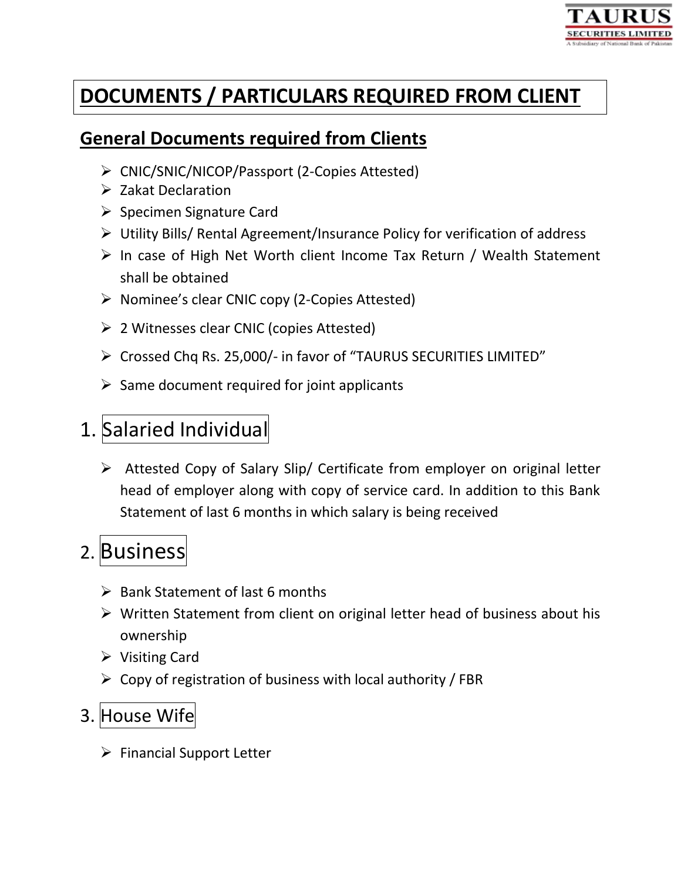# DOCUMENTS / PARTICULARS REQUIRED FROM CLIENT

## General Documents required from Clients

- CNIC/SNIC/NICOP/Passport (2-Copies Attested)
- Zakat Declaration
- Specimen Signature Card
- Utility Bills/ Rental Agreement/Insurance Policy for verification of address
- In case of High Net Worth client Income Tax Return / Wealth Statement shall be obtained
- Nominee's clear CNIC copy (2-Copies Attested)
- 2 Witnesses clear CNIC (copies Attested)
- Crossed Chq Rs. 25,000/- in favor of "TAURUS SECURITIES LIMITED"
- Same document required for joint applicants

## 1. Salaried Individual

- Attested Copy of Salary Slip/ Certificate from employer on original letter head of employer along with copy of service card. In addition to this Bank Statement of last 6 months in which salary is being received

## 2. Business

- Bank Statement of last 6 months
- Written Statement from client on original letter head of business about his ownership
- Visiting Card
- Copy of registration of business with local authority / FBR

## 3. House Wife

- Financial Support Letter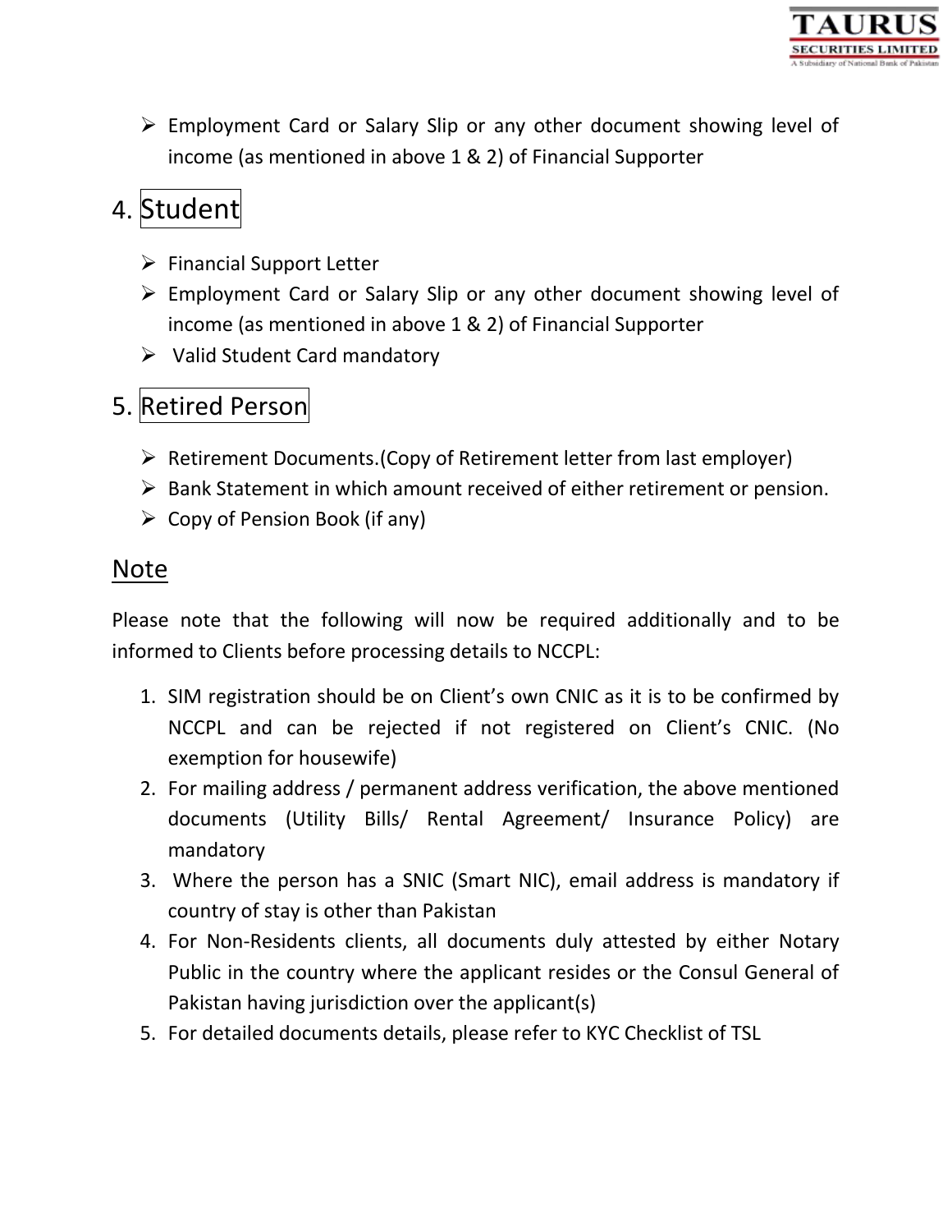- Employment Card or Salary Slip or any other document showing level of income (as mentioned in above 1 & 2) of Financial Supporter

## 4. Student

- Financial Support Letter
- Employment Card or Salary Slip or any other document showing level of income (as mentioned in above 1 & 2) of Financial Supporter
- Valid Student Card mandatory

## 5. Retired Person

- Retirement Documents.(Copy of Retirement letter from last employer)
- Bank Statement in which amount received of either retirement or pension.
- Copy of Pension Book (if any)

## Note

Please note that the following will now be required additionally and to be informed to Clients before processing details to NCCPL:

1. SIM registration should be on Client's own CNIC as it is to be confirmed by NCCPL and can be rejected if not registered on Client's CNIC. (No exemption for housewife)
2. For mailing address / permanent address verification, the above mentioned documents (Utility Bills/ Rental Agreement/ Insurance Policy) are mandatory
3. Where the person has a SNIC (Smart NIC), email address is mandatory if country of stay is other than Pakistan
4. For Non-Residents clients, all documents duly attested by either Notary Public in the country where the applicant resides or the Consul General of Pakistan having jurisdiction over the applicant(s)
5. For detailed documents details, please refer to KYC Checklist of TSL